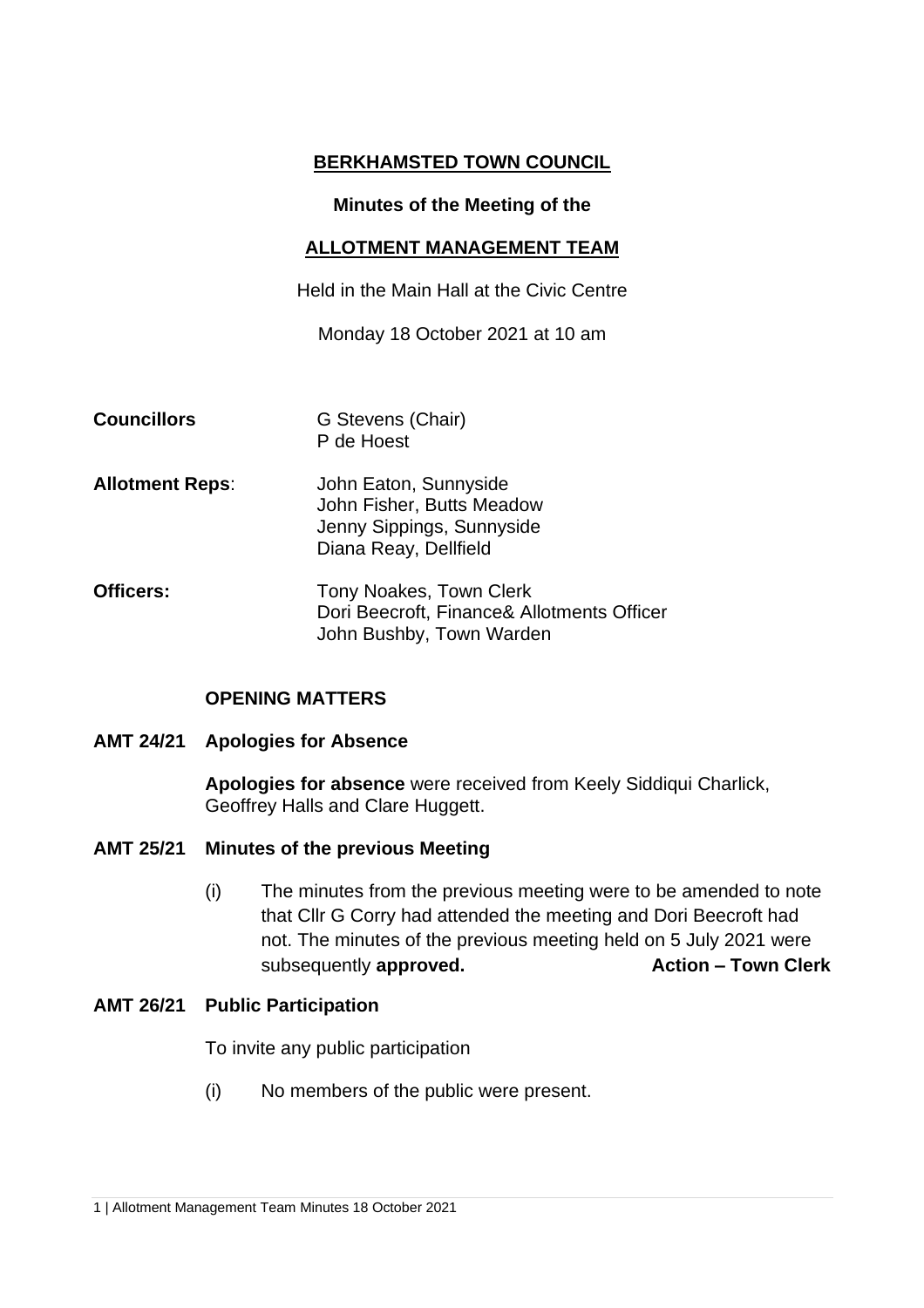# BERKHAMSTED TOWN COUNCIL

## Minutes of the Meeting of the

## ALLOTMENT MANAGEMENT TEAM

Held in the Main Hall at the Civic Centre

Monday 18 October 2021 at 10 am

**Councillors** G Stevens (Chair)
P de Hoest

**Allotment Reps**: John Eaton, Sunnyside
John Fisher, Butts Meadow
Jenny Sippings, Sunnyside
Diana Reay, Dellfield

**Officers:** Tony Noakes, Town Clerk
Dori Beecroft, Finance& Allotments Officer
John Bushby, Town Warden

### OPENING MATTERS

### AMT 24/21 Apologies for Absence

**Apologies for absence** were received from Keely Siddiqui Charlick, Geoffrey Halls and Clare Huggett.

### AMT 25/21 Minutes of the previous Meeting

(i) The minutes from the previous meeting were to be amended to note that Cllr G Corry had attended the meeting and Dori Beecroft had not. The minutes of the previous meeting held on 5 July 2021 were subsequently **approved.** **Action – Town Clerk**

### AMT 26/21 Public Participation

To invite any public participation

(i) No members of the public were present.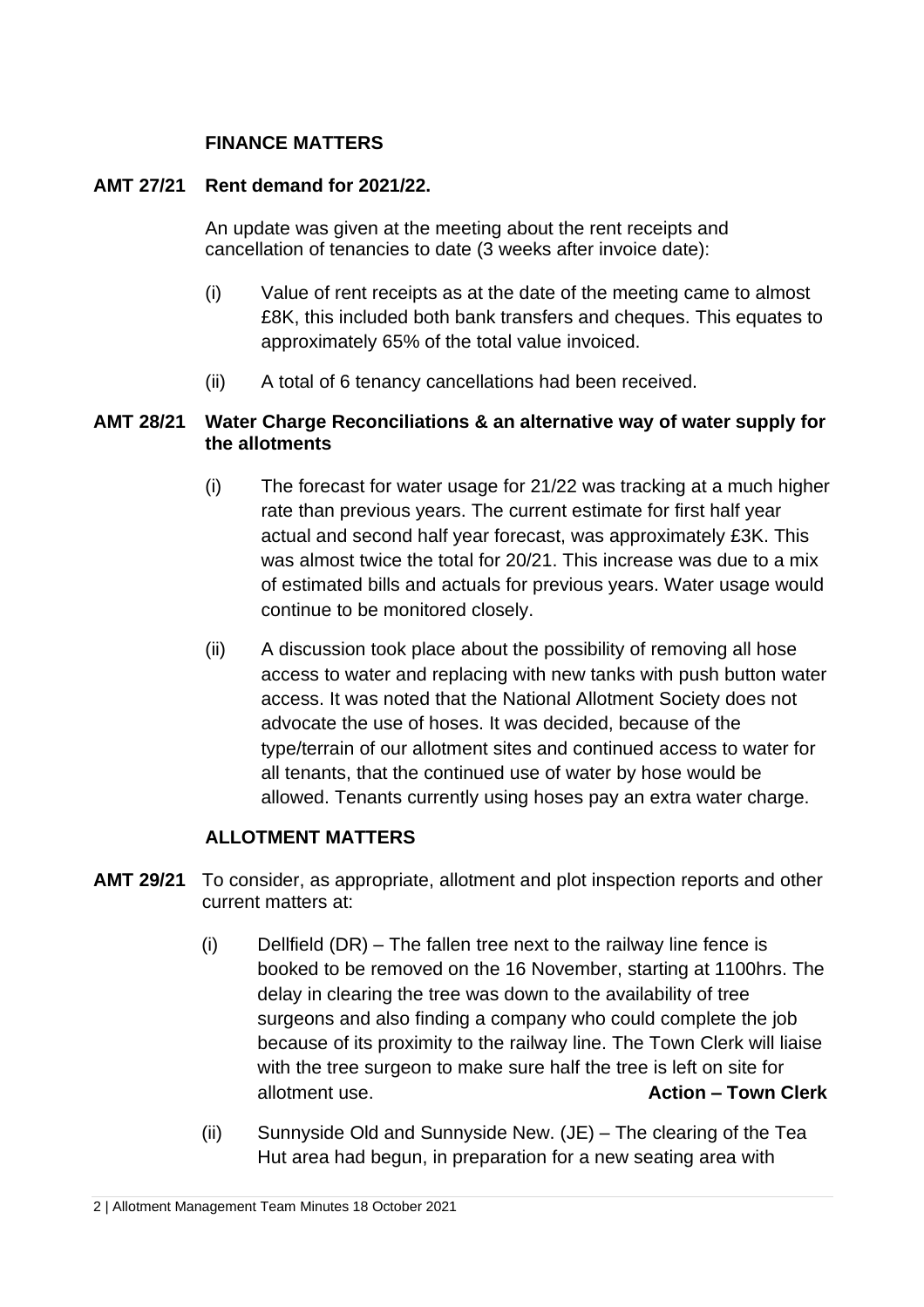## FINANCE MATTERS

**AMT 27/21 Rent demand for 2021/22.**

An update was given at the meeting about the rent receipts and cancellation of tenancies to date (3 weeks after invoice date):

(i) Value of rent receipts as at the date of the meeting came to almost £8K, this included both bank transfers and cheques. This equates to approximately 65% of the total value invoiced.

(ii) A total of 6 tenancy cancellations had been received.

**AMT 28/21 Water Charge Reconciliations & an alternative way of water supply for the allotments**

(i) The forecast for water usage for 21/22 was tracking at a much higher rate than previous years. The current estimate for first half year actual and second half year forecast, was approximately £3K. This was almost twice the total for 20/21. This increase was due to a mix of estimated bills and actuals for previous years. Water usage would continue to be monitored closely.

(ii) A discussion took place about the possibility of removing all hose access to water and replacing with new tanks with push button water access. It was noted that the National Allotment Society does not advocate the use of hoses. It was decided, because of the type/terrain of our allotment sites and continued access to water for all tenants, that the continued use of water by hose would be allowed. Tenants currently using hoses pay an extra water charge.

## ALLOTMENT MATTERS

**AMT 29/21** To consider, as appropriate, allotment and plot inspection reports and other current matters at:

(i) Dellfield (DR) – The fallen tree next to the railway line fence is booked to be removed on the 16 November, starting at 1100hrs. The delay in clearing the tree was down to the availability of tree surgeons and also finding a company who could complete the job because of its proximity to the railway line. The Town Clerk will liaise with the tree surgeon to make sure half the tree is left on site for allotment use. **Action – Town Clerk**

(ii) Sunnyside Old and Sunnyside New. (JE) – The clearing of the Tea Hut area had begun, in preparation for a new seating area with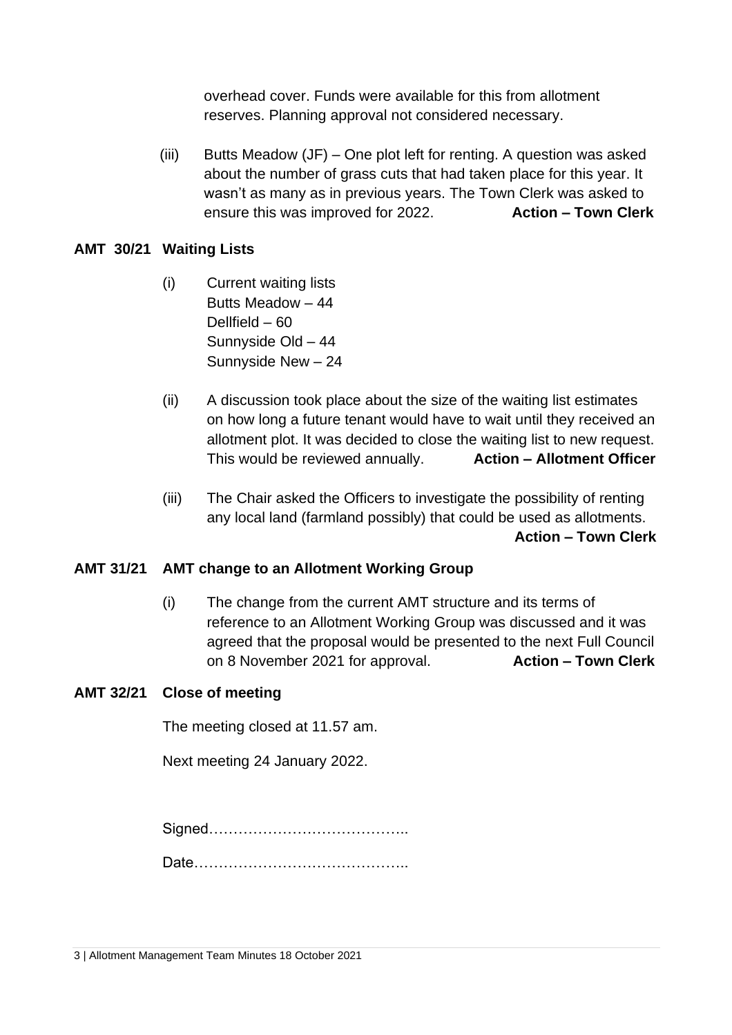overhead cover. Funds were available for this from allotment reserves. Planning approval not considered necessary.

(iii) Butts Meadow (JF) – One plot left for renting. A question was asked about the number of grass cuts that had taken place for this year. It wasn't as many as in previous years. The Town Clerk was asked to ensure this was improved for 2022. **Action – Town Clerk**

**AMT 30/21 Waiting Lists**

(i) Current waiting lists
Butts Meadow – 44
Dellfield – 60
Sunnyside Old – 44
Sunnyside New – 24

(ii) A discussion took place about the size of the waiting list estimates on how long a future tenant would have to wait until they received an allotment plot. It was decided to close the waiting list to new request. This would be reviewed annually. **Action – Allotment Officer**

(iii) The Chair asked the Officers to investigate the possibility of renting any local land (farmland possibly) that could be used as allotments. **Action – Town Clerk**

**AMT 31/21 AMT change to an Allotment Working Group**

(i) The change from the current AMT structure and its terms of reference to an Allotment Working Group was discussed and it was agreed that the proposal would be presented to the next Full Council on 8 November 2021 for approval. **Action – Town Clerk**

**AMT 32/21 Close of meeting**

The meeting closed at 11.57 am.

Next meeting 24 January 2022.

Signed…………………………………..

Date……………………………………..